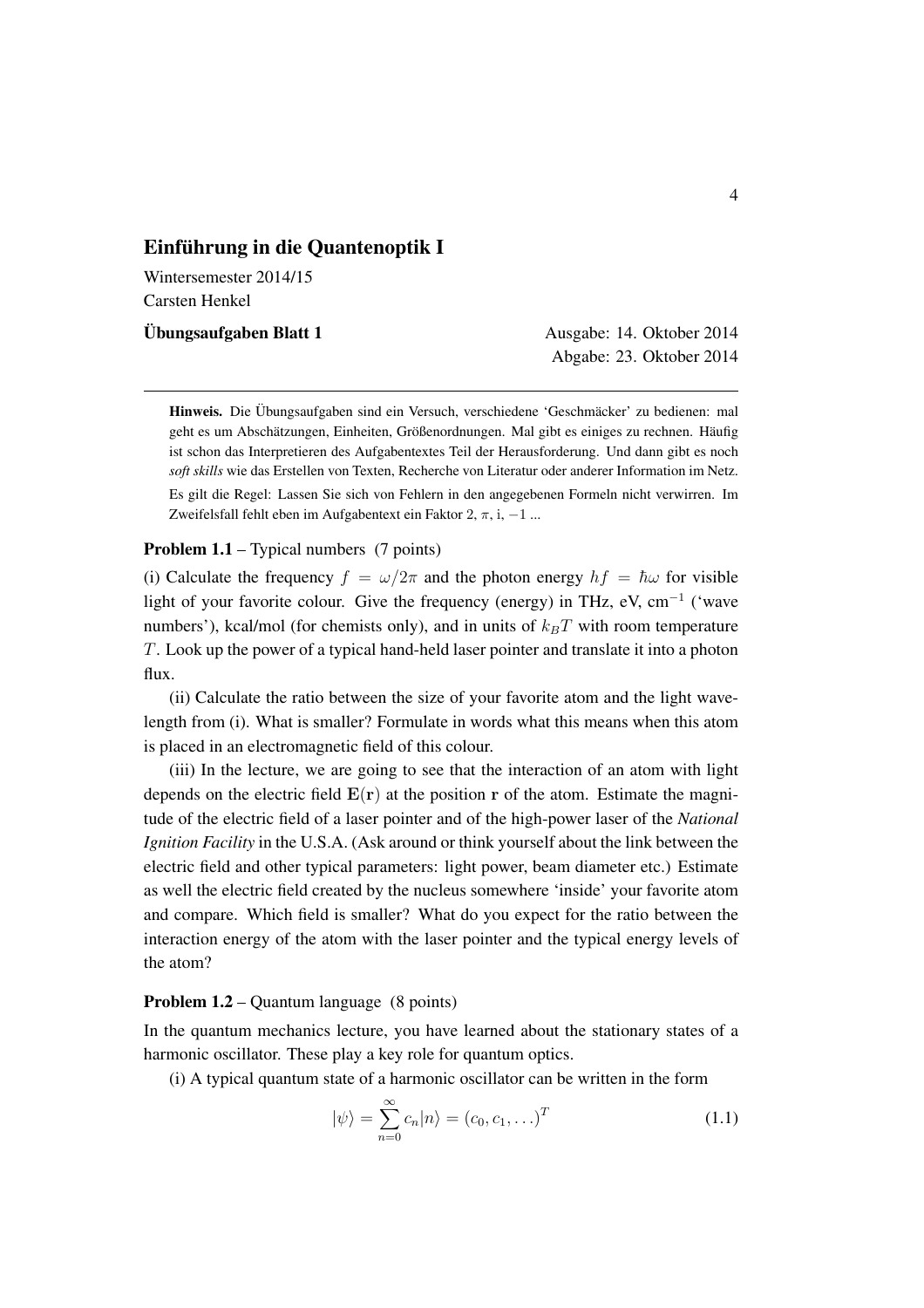# Einführung in die Quantenoptik I

Wintersemester 2014/15
Carsten Henkel

**Übungsaufgaben Blatt 1**

Ausgabe: 14. Oktober 2014
Abgabe: 23. Oktober 2014

---

**Hinweis.** Die Übungsaufgaben sind ein Versuch, verschiedene 'Geschmäcker' zu bedienen: mal geht es um Abschätzungen, Einheiten, Größenordnungen. Mal gibt es einiges zu rechnen. Häufig ist schon das Interpretieren des Aufgabentextes Teil der Herausforderung. Und dann gibt es noch *soft skills* wie das Erstellen von Texten, Recherche von Literatur oder anderer Information im Netz.

Es gilt die Regel: Lassen Sie sich von Fehlern in den angegebenen Formeln nicht verwirren. Im Zweifelsfall fehlt eben im Aufgabentext ein Faktor 2, $\pi$, i, $-1$ ...

**Problem 1.1** – Typical numbers (7 points)

(i) Calculate the frequency $f = \omega/2\pi$ and the photon energy $hf = \hbar\omega$ for visible light of your favorite colour. Give the frequency (energy) in THz, eV, $\text{cm}^{-1}$ ('wave numbers'), kcal/mol (for chemists only), and in units of $k_B T$ with room temperature $T$. Look up the power of a typical hand-held laser pointer and translate it into a photon flux.

(ii) Calculate the ratio between the size of your favorite atom and the light wavelength from (i). What is smaller? Formulate in words what this means when this atom is placed in an electromagnetic field of this colour.

(iii) In the lecture, we are going to see that the interaction of an atom with light depends on the electric field $\mathbf{E}(\mathbf{r})$ at the position $\mathbf{r}$ of the atom. Estimate the magnitude of the electric field of a laser pointer and of the high-power laser of the *National Ignition Facility* in the U.S.A. (Ask around or think yourself about the link between the electric field and other typical parameters: light power, beam diameter etc.) Estimate as well the electric field created by the nucleus somewhere 'inside' your favorite atom and compare. Which field is smaller? What do you expect for the ratio between the interaction energy of the atom with the laser pointer and the typical energy levels of the atom?

**Problem 1.2** – Quantum language (8 points)

In the quantum mechanics lecture, you have learned about the stationary states of a harmonic oscillator. These play a key role for quantum optics.

(i) A typical quantum state of a harmonic oscillator can be written in the form

$$|\psi\rangle = \sum_{n=0}^{\infty} c_n |n\rangle = (c_0, c_1, \ldots)^T \tag{1.1}$$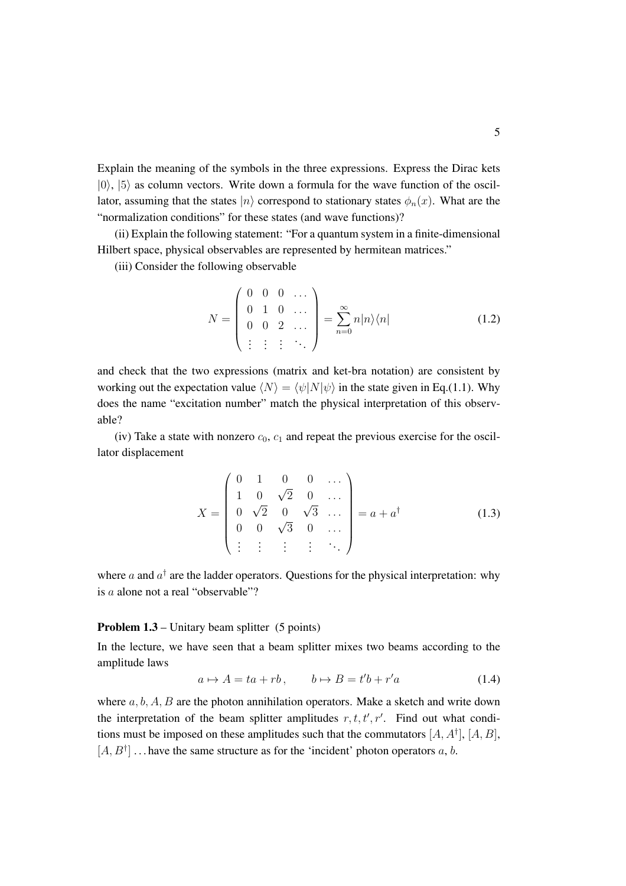Explain the meaning of the symbols in the three expressions. Express the Dirac kets $|0\rangle$, $|5\rangle$ as column vectors. Write down a formula for the wave function of the oscillator, assuming that the states $|n\rangle$ correspond to stationary states $\phi_n(x)$. What are the "normalization conditions" for these states (and wave functions)?

(ii) Explain the following statement: "For a quantum system in a finite-dimensional Hilbert space, physical observables are represented by hermitean matrices."

(iii) Consider the following observable

$$
N = \begin{pmatrix} 0 & 0 & 0 & \dots \\ 0 & 1 & 0 & \dots \\ 0 & 0 & 2 & \dots \\ \vdots & \vdots & \vdots & \ddots \end{pmatrix} = \sum_{n=0}^{\infty} n|n\rangle\langle n| \tag{1.2}
$$

and check that the two expressions (matrix and ket-bra notation) are consistent by working out the expectation value $\langle N \rangle = \langle \psi | N | \psi \rangle$ in the state given in Eq.(1.1). Why does the name "excitation number" match the physical interpretation of this observable?

(iv) Take a state with nonzero $c_0$, $c_1$ and repeat the previous exercise for the oscillator displacement

$$
X = \begin{pmatrix} 0 & 1 & 0 & 0 & \dots \\ 1 & 0 & \sqrt{2} & 0 & \dots \\ 0 & \sqrt{2} & 0 & \sqrt{3} & \dots \\ 0 & 0 & \sqrt{3} & 0 & \dots \\ \vdots & \vdots & \vdots & \vdots & \ddots \end{pmatrix} = a + a^{\dagger} \tag{1.3}
$$

where $a$ and $a^{\dagger}$ are the ladder operators. Questions for the physical interpretation: why is $a$ alone not a real "observable"?

**Problem 1.3** – Unitary beam splitter (5 points)

In the lecture, we have seen that a beam splitter mixes two beams according to the amplitude laws

$$
a \mapsto A = ta + rb\,, \qquad b \mapsto B = t'b + r'a \tag{1.4}
$$

where $a, b, A, B$ are the photon annihilation operators. Make a sketch and write down the interpretation of the beam splitter amplitudes $r, t, t', r'$. Find out what conditions must be imposed on these amplitudes such that the commutators $[A, A^{\dagger}]$, $[A, B]$, $[A, B^{\dagger}]$ ... have the same structure as for the 'incident' photon operators $a$, $b$.